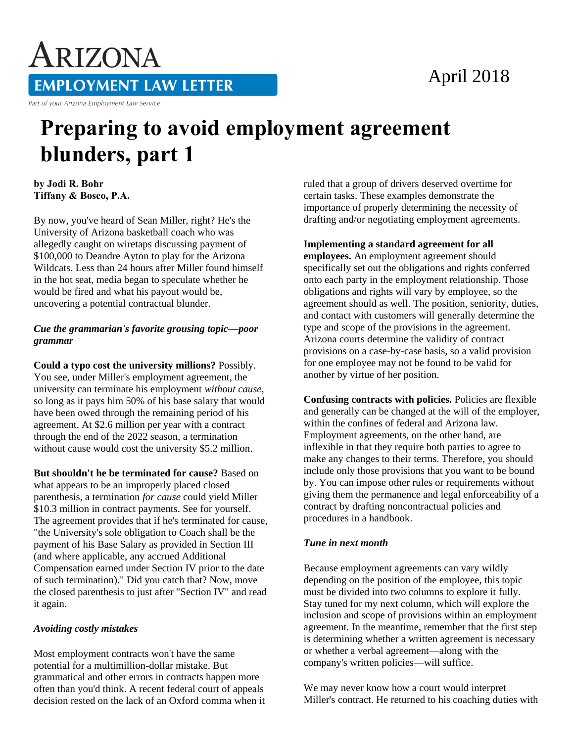**ARIZONA**
**EMPLOYMENT LAW LETTER**
Part of your Arizona Employment Law Service

April 2018

# Preparing to avoid employment agreement blunders, part 1

**by Jodi R. Bohr**
**Tiffany & Bosco, P.A.**

By now, you've heard of Sean Miller, right? He's the University of Arizona basketball coach who was allegedly caught on wiretaps discussing payment of $100,000 to Deandre Ayton to play for the Arizona Wildcats. Less than 24 hours after Miller found himself in the hot seat, media began to speculate whether he would be fired and what his payout would be, uncovering a potential contractual blunder.

### *Cue the grammarian's favorite grousing topic—poor grammar*

**Could a typo cost the university millions?** Possibly. You see, under Miller's employment agreement, the university can terminate his employment *without cause*, so long as it pays him 50% of his base salary that would have been owed through the remaining period of his agreement. At $2.6 million per year with a contract through the end of the 2022 season, a termination without cause would cost the university $5.2 million.

**But shouldn't he be terminated for cause?** Based on what appears to be an improperly placed closed parenthesis, a termination *for cause* could yield Miller $10.3 million in contract payments. See for yourself. The agreement provides that if he's terminated for cause, "the University's sole obligation to Coach shall be the payment of his Base Salary as provided in Section III (and where applicable, any accrued Additional Compensation earned under Section IV prior to the date of such termination)." Did you catch that? Now, move the closed parenthesis to just after "Section IV" and read it again.

### *Avoiding costly mistakes*

Most employment contracts won't have the same potential for a multimillion-dollar mistake. But grammatical and other errors in contracts happen more often than you'd think. A recent federal court of appeals decision rested on the lack of an Oxford comma when it ruled that a group of drivers deserved overtime for certain tasks. These examples demonstrate the importance of properly determining the necessity of drafting and/or negotiating employment agreements.

**Implementing a standard agreement for all employees.** An employment agreement should specifically set out the obligations and rights conferred onto each party in the employment relationship. Those obligations and rights will vary by employee, so the agreement should as well. The position, seniority, duties, and contact with customers will generally determine the type and scope of the provisions in the agreement. Arizona courts determine the validity of contract provisions on a case-by-case basis, so a valid provision for one employee may not be found to be valid for another by virtue of her position.

**Confusing contracts with policies.** Policies are flexible and generally can be changed at the will of the employer, within the confines of federal and Arizona law. Employment agreements, on the other hand, are inflexible in that they require both parties to agree to make any changes to their terms. Therefore, you should include only those provisions that you want to be bound by. You can impose other rules or requirements without giving them the permanence and legal enforceability of a contract by drafting noncontractual policies and procedures in a handbook.

### *Tune in next month*

Because employment agreements can vary wildly depending on the position of the employee, this topic must be divided into two columns to explore it fully. Stay tuned for my next column, which will explore the inclusion and scope of provisions within an employment agreement. In the meantime, remember that the first step is determining whether a written agreement is necessary or whether a verbal agreement—along with the company's written policies—will suffice.

We may never know how a court would interpret Miller's contract. He returned to his coaching duties with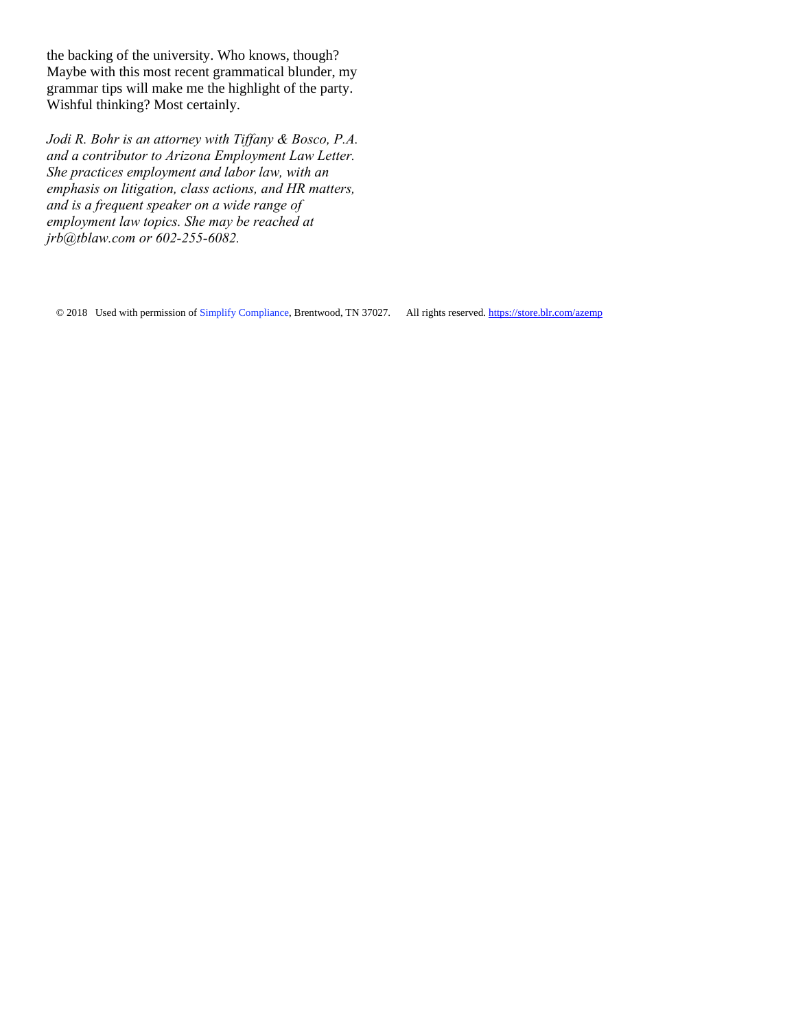the backing of the university. Who knows, though? Maybe with this most recent grammatical blunder, my grammar tips will make me the highlight of the party. Wishful thinking? Most certainly.

*Jodi R. Bohr is an attorney with Tiffany & Bosco, P.A. and a contributor to Arizona Employment Law Letter. She practices employment and labor law, with an emphasis on litigation, class actions, and HR matters, and is a frequent speaker on a wide range of employment law topics. She may be reached at jrb@tblaw.com or 602-255-6082.*

© 2018 Used with permission of Simplify Compliance, Brentwood, TN 37027. All rights reserved. https://store.blr.com/azemp